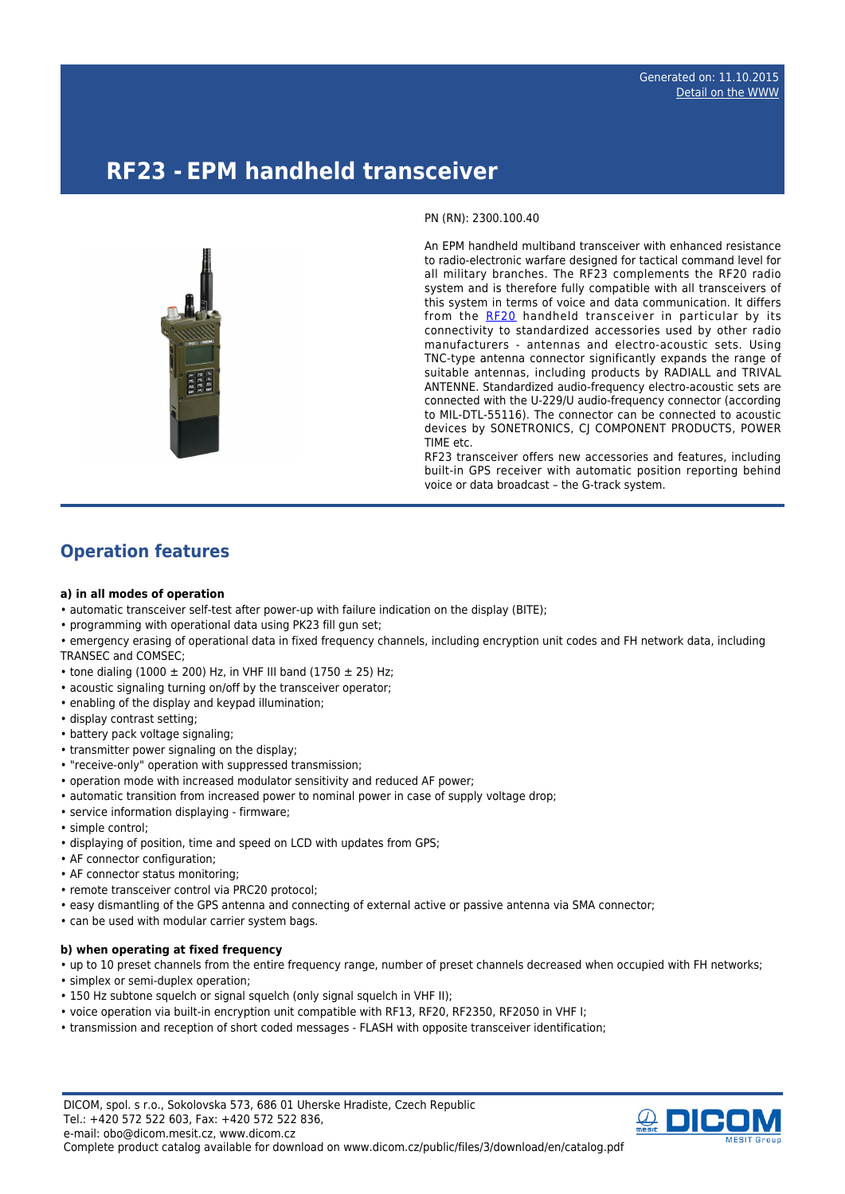Generated on: 11.10.2015
Detail on the WWW

# RF23 - EPM handheld transceiver

PN (RN): 2300.100.40

An EPM handheld multiband transceiver with enhanced resistance to radio-electronic warfare designed for tactical command level for all military branches. The RF23 complements the RF20 radio system and is therefore fully compatible with all transceivers of this system in terms of voice and data communication. It differs from the RF20 handheld transceiver in particular by its connectivity to standardized accessories used by other radio manufacturers - antennas and electro-acoustic sets. Using TNC-type antenna connector significantly expands the range of suitable antennas, including products by RADIALL and TRIVAL ANTENNE. Standardized audio-frequency electro-acoustic sets are connected with the U-229/U audio-frequency connector (according to MIL-DTL-55116). The connector can be connected to acoustic devices by SONETRONICS, CJ COMPONENT PRODUCTS, POWER TIME etc.

RF23 transceiver offers new accessories and features, including built-in GPS receiver with automatic position reporting behind voice or data broadcast – the G-track system.

## Operation features

**a) in all modes of operation**

- automatic transceiver self-test after power-up with failure indication on the display (BITE);
- programming with operational data using PK23 fill gun set;
- emergency erasing of operational data in fixed frequency channels, including encryption unit codes and FH network data, including TRANSEC and COMSEC;
- tone dialing (1000 ± 200) Hz, in VHF III band (1750 ± 25) Hz;
- acoustic signaling turning on/off by the transceiver operator;
- enabling of the display and keypad illumination;
- display contrast setting;
- battery pack voltage signaling;
- transmitter power signaling on the display;
- "receive-only" operation with suppressed transmission;
- operation mode with increased modulator sensitivity and reduced AF power;
- automatic transition from increased power to nominal power in case of supply voltage drop;
- service information displaying - firmware;
- simple control;
- displaying of position, time and speed on LCD with updates from GPS;
- AF connector configuration;
- AF connector status monitoring;
- remote transceiver control via PRC20 protocol;
- easy dismantling of the GPS antenna and connecting of external active or passive antenna via SMA connector;
- can be used with modular carrier system bags.

**b) when operating at fixed frequency**

- up to 10 preset channels from the entire frequency range, number of preset channels decreased when occupied with FH networks;
- simplex or semi-duplex operation;
- 150 Hz subtone squelch or signal squelch (only signal squelch in VHF II);
- voice operation via built-in encryption unit compatible with RF13, RF20, RF2350, RF2050 in VHF I;
- transmission and reception of short coded messages - FLASH with opposite transceiver identification;

DICOM, spol. s r.o., Sokolovska 573, 686 01 Uherske Hradiste, Czech Republic
Tel.: +420 572 522 603, Fax: +420 572 522 836,
e-mail: obo@dicom.mesit.cz, www.dicom.cz
Complete product catalog available for download on www.dicom.cz/public/files/3/download/en/catalog.pdf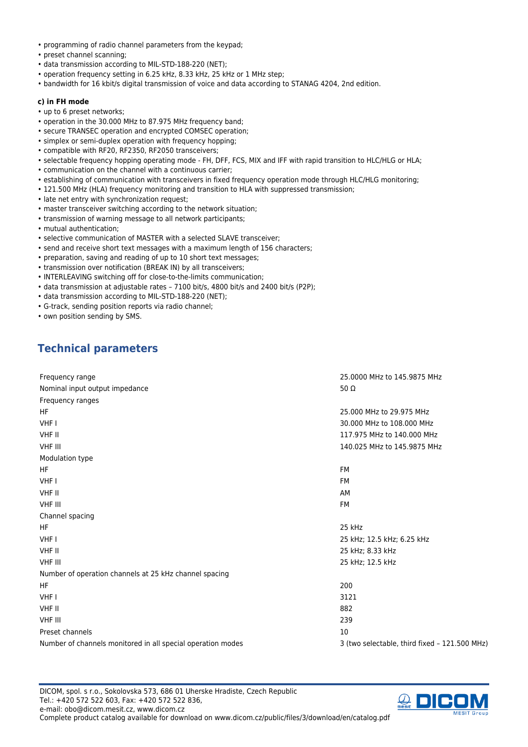- programming of radio channel parameters from the keypad;
- preset channel scanning;
- data transmission according to MIL-STD-188-220 (NET);
- operation frequency setting in 6.25 kHz, 8.33 kHz, 25 kHz or 1 MHz step;
- bandwidth for 16 kbit/s digital transmission of voice and data according to STANAG 4204, 2nd edition.

**c) in FH mode**

- up to 6 preset networks;
- operation in the 30.000 MHz to 87.975 MHz frequency band;
- secure TRANSEC operation and encrypted COMSEC operation;
- simplex or semi-duplex operation with frequency hopping;
- compatible with RF20, RF2350, RF2050 transceivers;
- selectable frequency hopping operating mode - FH, DFF, FCS, MIX and IFF with rapid transition to HLC/HLG or HLA;
- communication on the channel with a continuous carrier;
- establishing of communication with transceivers in fixed frequency operation mode through HLC/HLG monitoring;
- 121.500 MHz (HLA) frequency monitoring and transition to HLA with suppressed transmission;
- late net entry with synchronization request;
- master transceiver switching according to the network situation;
- transmission of warning message to all network participants;
- mutual authentication;
- selective communication of MASTER with a selected SLAVE transceiver;
- send and receive short text messages with a maximum length of 156 characters;
- preparation, saving and reading of up to 10 short text messages;
- transmission over notification (BREAK IN) by all transceivers;
- INTERLEAVING switching off for close-to-the-limits communication;
- data transmission at adjustable rates – 7100 bit/s, 4800 bit/s and 2400 bit/s (P2P);
- data transmission according to MIL-STD-188-220 (NET);
- G-track, sending position reports via radio channel;
- own position sending by SMS.

## Technical parameters

| | |
|---|---|
| Frequency range | 25.0000 MHz to 145.9875 MHz |
| Nominal input output impedance | 50 Ω |
| Frequency ranges | |
| HF | 25.000 MHz to 29.975 MHz |
| VHF I | 30.000 MHz to 108.000 MHz |
| VHF II | 117.975 MHz to 140.000 MHz |
| VHF III | 140.025 MHz to 145.9875 MHz |
| Modulation type | |
| HF | FM |
| VHF I | FM |
| VHF II | AM |
| VHF III | FM |
| Channel spacing | |
| HF | 25 kHz |
| VHF I | 25 kHz; 12.5 kHz; 6.25 kHz |
| VHF II | 25 kHz; 8.33 kHz |
| VHF III | 25 kHz; 12.5 kHz |
| Number of operation channels at 25 kHz channel spacing | |
| HF | 200 |
| VHF I | 3121 |
| VHF II | 882 |
| VHF III | 239 |
| Preset channels | 10 |
| Number of channels monitored in all special operation modes | 3 (two selectable, third fixed – 121.500 MHz) |

DICOM, spol. s r.o., Sokolovska 573, 686 01 Uherske Hradiste, Czech Republic
Tel.: +420 572 522 603, Fax: +420 572 522 836,
e-mail: obo@dicom.mesit.cz, www.dicom.cz
Complete product catalog available for download on www.dicom.cz/public/files/3/download/en/catalog.pdf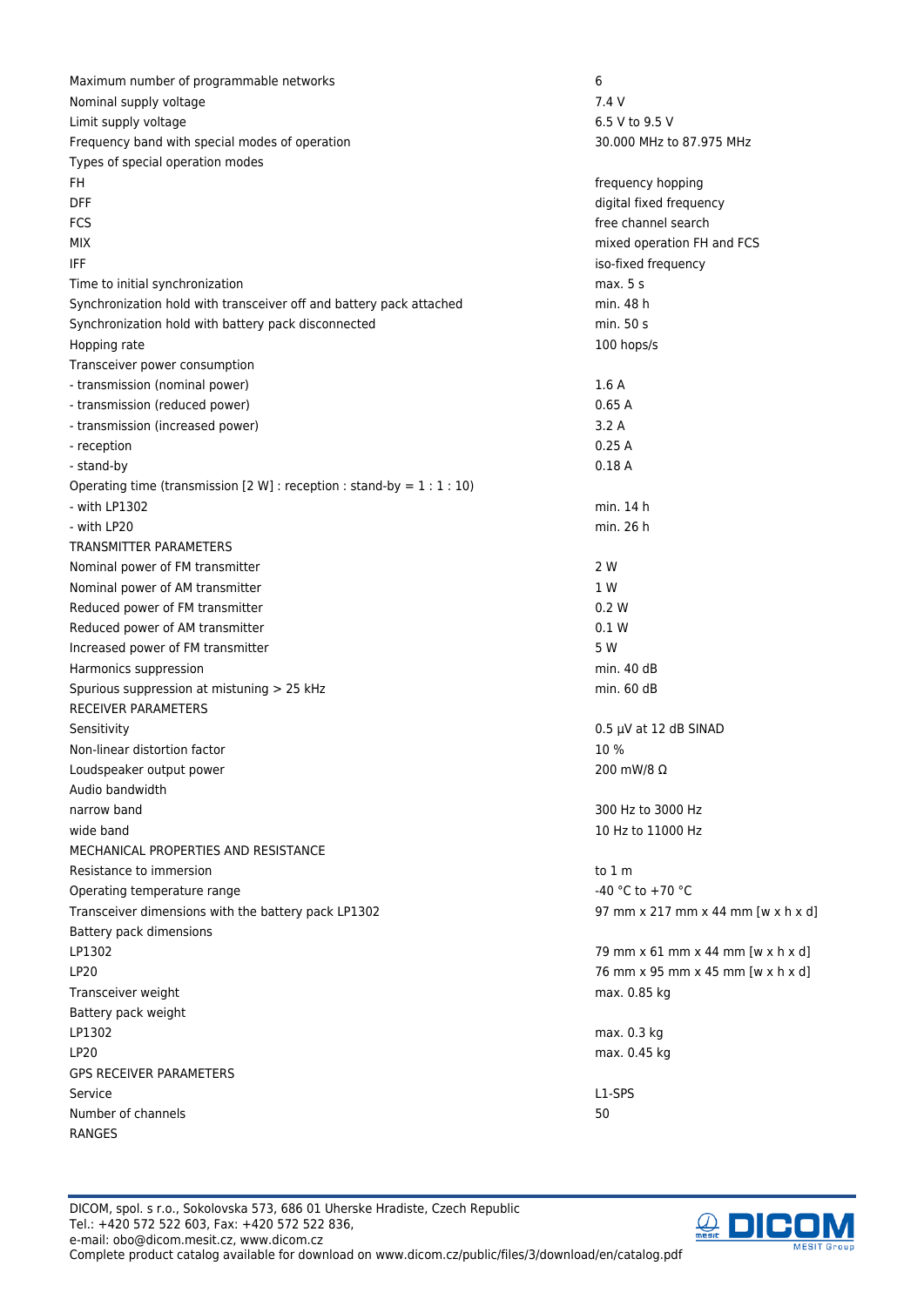| | |
|---|---|
| Maximum number of programmable networks | 6 |
| Nominal supply voltage | 7.4 V |
| Limit supply voltage | 6.5 V to 9.5 V |
| Frequency band with special modes of operation | 30.000 MHz to 87.975 MHz |
| Types of special operation modes | |
| FH | frequency hopping |
| DFF | digital fixed frequency |
| FCS | free channel search |
| MIX | mixed operation FH and FCS |
| IFF | iso-fixed frequency |
| Time to initial synchronization | max. 5 s |
| Synchronization hold with transceiver off and battery pack attached | min. 48 h |
| Synchronization hold with battery pack disconnected | min. 50 s |
| Hopping rate | 100 hops/s |
| Transceiver power consumption | |
| - transmission (nominal power) | 1.6 A |
| - transmission (reduced power) | 0.65 A |
| - transmission (increased power) | 3.2 A |
| - reception | 0.25 A |
| - stand-by | 0.18 A |
| Operating time (transmission [2 W] : reception : stand-by = 1 : 1 : 10) | |
| - with LP1302 | min. 14 h |
| - with LP20 | min. 26 h |
| TRANSMITTER PARAMETERS | |
| Nominal power of FM transmitter | 2 W |
| Nominal power of AM transmitter | 1 W |
| Reduced power of FM transmitter | 0.2 W |
| Reduced power of AM transmitter | 0.1 W |
| Increased power of FM transmitter | 5 W |
| Harmonics suppression | min. 40 dB |
| Spurious suppression at mistuning > 25 kHz | min. 60 dB |
| RECEIVER PARAMETERS | |
| Sensitivity | 0.5 µV at 12 dB SINAD |
| Non-linear distortion factor | 10 % |
| Loudspeaker output power | 200 mW/8 Ω |
| Audio bandwidth | |
| narrow band | 300 Hz to 3000 Hz |
| wide band | 10 Hz to 11000 Hz |
| MECHANICAL PROPERTIES AND RESISTANCE | |
| Resistance to immersion | to 1 m |
| Operating temperature range | -40 °C to +70 °C |
| Transceiver dimensions with the battery pack LP1302 | 97 mm x 217 mm x 44 mm [w x h x d] |
| Battery pack dimensions | |
| LP1302 | 79 mm x 61 mm x 44 mm [w x h x d] |
| LP20 | 76 mm x 95 mm x 45 mm [w x h x d] |
| Transceiver weight | max. 0.85 kg |
| Battery pack weight | |
| LP1302 | max. 0.3 kg |
| LP20 | max. 0.45 kg |
| GPS RECEIVER PARAMETERS | |
| Service | L1-SPS |
| Number of channels | 50 |
| RANGES | |

DICOM, spol. s r.o., Sokolovska 573, 686 01 Uherske Hradiste, Czech Republic
Tel.: +420 572 522 603, Fax: +420 572 522 836,
e-mail: obo@dicom.mesit.cz, www.dicom.cz
Complete product catalog available for download on www.dicom.cz/public/files/3/download/en/catalog.pdf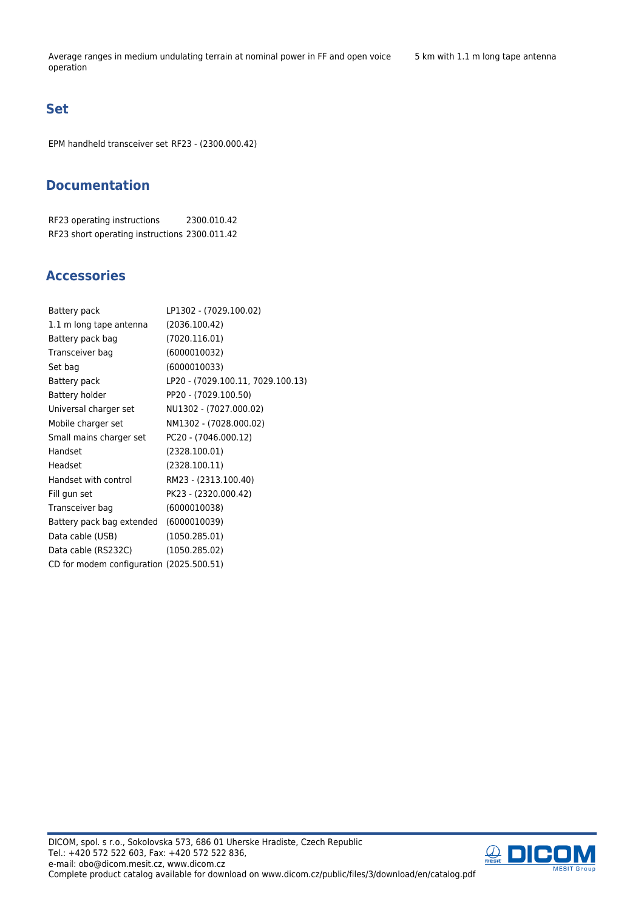| | |
|---|---|
| Average ranges in medium undulating terrain at nominal power in FF and open voice operation | 5 km with 1.1 m long tape antenna |

## Set

| | |
|---|---|
| EPM handheld transceiver set | RF23 - (2300.000.42) |

## Documentation

| | |
|---|---|
| RF23 operating instructions | 2300.010.42 |
| RF23 short operating instructions | 2300.011.42 |

## Accessories

| | |
|---|---|
| Battery pack | LP1302 - (7029.100.02) |
| 1.1 m long tape antenna | (2036.100.42) |
| Battery pack bag | (7020.116.01) |
| Transceiver bag | (6000010032) |
| Set bag | (6000010033) |
| Battery pack | LP20 - (7029.100.11, 7029.100.13) |
| Battery holder | PP20 - (7029.100.50) |
| Universal charger set | NU1302 - (7027.000.02) |
| Mobile charger set | NM1302 - (7028.000.02) |
| Small mains charger set | PC20 - (7046.000.12) |
| Handset | (2328.100.01) |
| Headset | (2328.100.11) |
| Handset with control | RM23 - (2313.100.40) |
| Fill gun set | PK23 - (2320.000.42) |
| Transceiver bag | (6000010038) |
| Battery pack bag extended | (6000010039) |
| Data cable (USB) | (1050.285.01) |
| Data cable (RS232C) | (1050.285.02) |
| CD for modem configuration | (2025.500.51) |

DICOM, spol. s r.o., Sokolovska 573, 686 01 Uherske Hradiste, Czech Republic
Tel.: +420 572 522 603, Fax: +420 572 522 836,
e-mail: obo@dicom.mesit.cz, www.dicom.cz
Complete product catalog available for download on www.dicom.cz/public/files/3/download/en/catalog.pdf